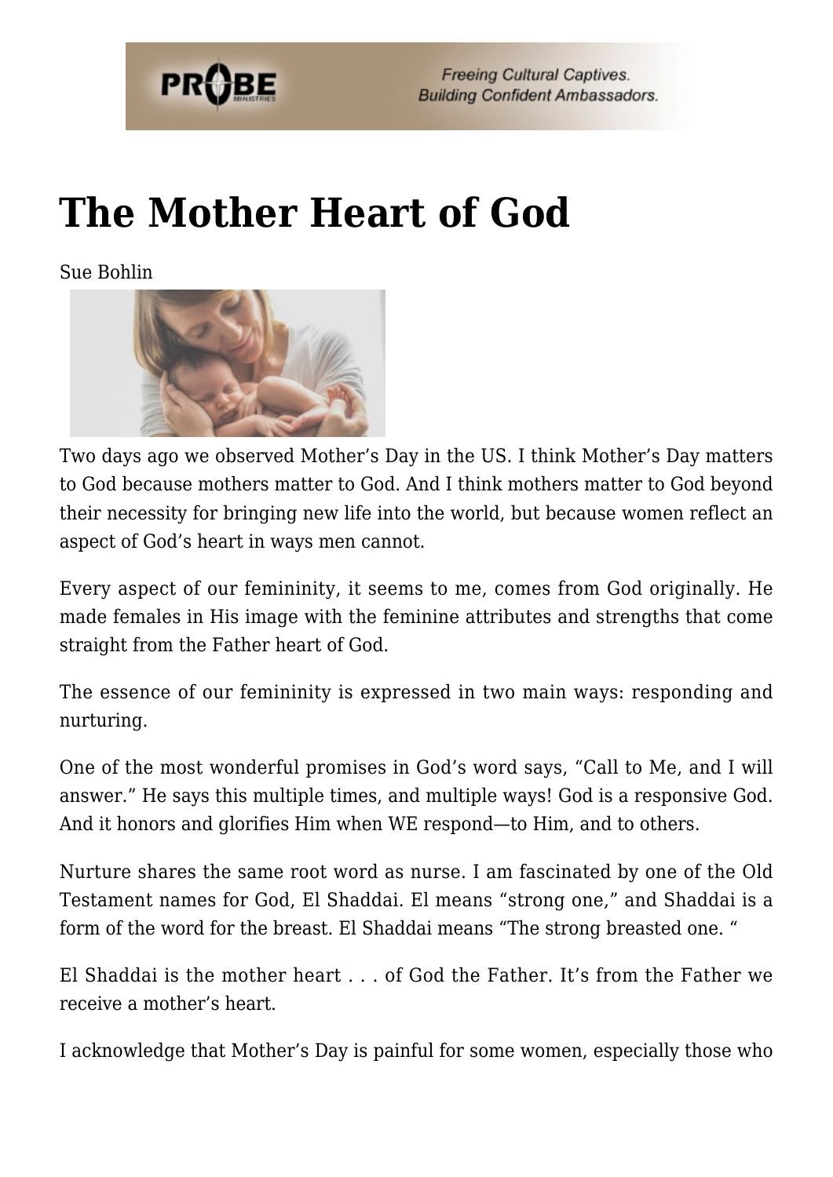# The Mother Heart of God

Sue Bohlin

Two days ago we observed Mother's Day in the US. I think Mother's Day matters to God because mothers matter to God. And I think mothers matter to God beyond their necessity for bringing new life into the world, but because women reflect an aspect of God's heart in ways men cannot.

Every aspect of our femininity, it seems to me, comes from God originally. He made females in His image with the feminine attributes and strengths that come straight from the Father heart of God.

The essence of our femininity is expressed in two main ways: responding and nurturing.

One of the most wonderful promises in God's word says, "Call to Me, and I will answer." He says this multiple times, and multiple ways! God is a responsive God. And it honors and glorifies Him when WE respond—to Him, and to others.

Nurture shares the same root word as nurse. I am fascinated by one of the Old Testament names for God, El Shaddai. El means "strong one," and Shaddai is a form of the word for the breast. El Shaddai means "The strong breasted one. "

El Shaddai is the mother heart . . . of God the Father. It's from the Father we receive a mother's heart.

I acknowledge that Mother's Day is painful for some women, especially those who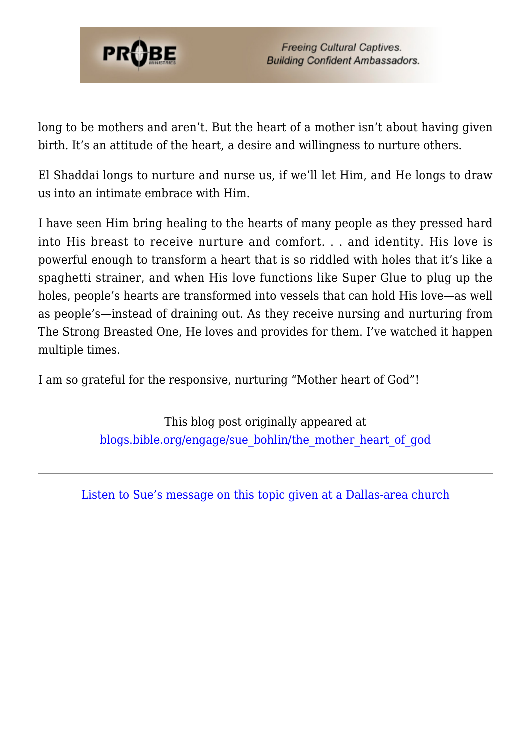long to be mothers and aren't. But the heart of a mother isn't about having given birth. It's an attitude of the heart, a desire and willingness to nurture others.

El Shaddai longs to nurture and nurse us, if we'll let Him, and He longs to draw us into an intimate embrace with Him.

I have seen Him bring healing to the hearts of many people as they pressed hard into His breast to receive nurture and comfort. . . and identity. His love is powerful enough to transform a heart that is so riddled with holes that it's like a spaghetti strainer, and when His love functions like Super Glue to plug up the holes, people's hearts are transformed into vessels that can hold His love—as well as people's—instead of draining out. As they receive nursing and nurturing from The Strong Breasted One, He loves and provides for them. I've watched it happen multiple times.

I am so grateful for the responsive, nurturing "Mother heart of God"!

This blog post originally appeared at
blogs.bible.org/engage/sue_bohlin/the_mother_heart_of_god

---

Listen to Sue's message on this topic given at a Dallas-area church